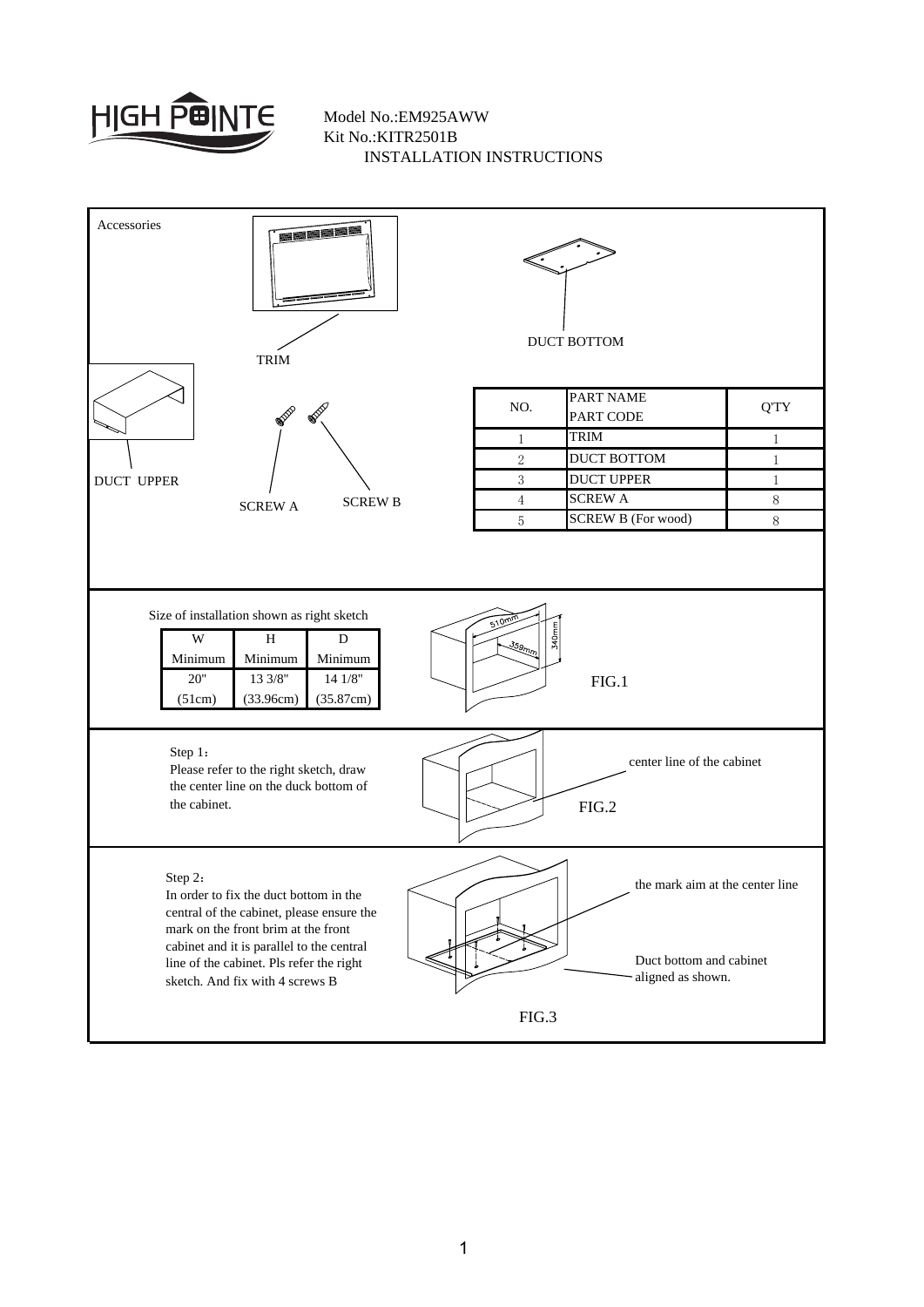HIGH POINTE

Model No.:EM925AWW
Kit No.:KITR2501B
INSTALLATION INSTRUCTIONS

## Accessories

TRIM

DUCT BOTTOM

DUCT UPPER

SCREW A

SCREW B

| NO. | PART NAME PART CODE | Q'TY |
|---|---|---|
| 1 | TRIM | 1 |
| 2 | DUCT BOTTOM | 1 |
| 3 | DUCT UPPER | 1 |
| 4 | SCREW A | 8 |
| 5 | SCREW B (For wood) | 8 |

Size of installation shown as right sketch

| W | H | D |
|---|---|---|
| Minimum | Minimum | Minimum |
| 20" | 13 3/8" | 14 1/8" |
| (51cm) | (33.96cm) | (35.87cm) |

510mm
359mm
340mm

FIG.1

Step 1：
Please refer to the right sketch, draw the center line on the duck bottom of the cabinet.

center line of the cabinet

FIG.2

Step 2：
In order to fix the duct bottom in the central of the cabinet, please ensure the mark on the front brim at the front cabinet and it is parallel to the central line of the cabinet. Pls refer the right sketch. And fix with 4 screws B

the mark aim at the center line

Duct bottom and cabinet aligned as shown.

FIG.3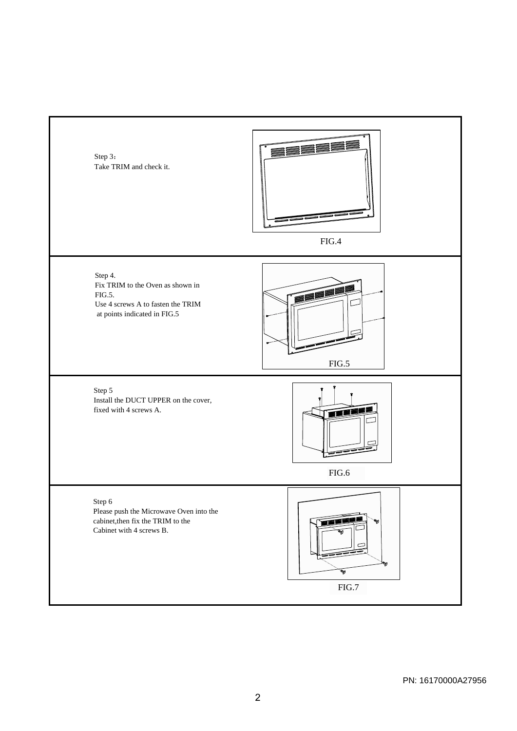Step 3：
Take TRIM and check it.

FIG.4

Step 4.
Fix TRIM to the Oven as shown in FIG.5.
Use 4 screws A to fasten the TRIM at points indicated in FIG.5

FIG.5

Step 5
Install the DUCT UPPER on the cover, fixed with 4 screws A.

FIG.6

Step 6
Please push the Microwave Oven into the cabinet,then fix the TRIM to the Cabinet with 4 screws B.

FIG.7

PN: 16170000A27956